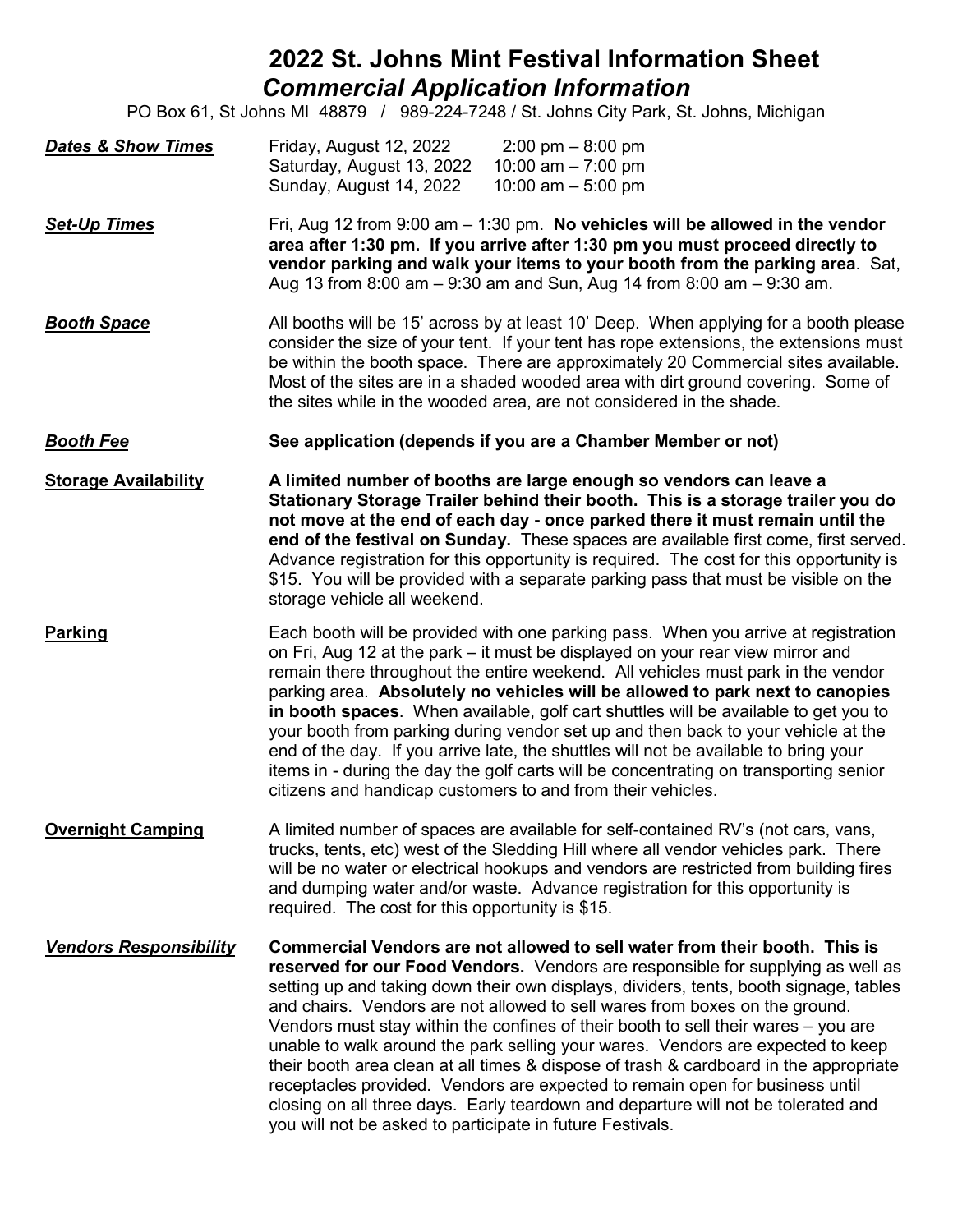# 2022 St. Johns Mint Festival Information Sheet

## *Commercial Application Information*

PO Box 61, St Johns MI 48879 / 989-224-7248 / St. Johns City Park, St. Johns, Michigan

***Dates & Show Times***

| | |
|---|---|
| Friday, August 12, 2022 | 2:00 pm – 8:00 pm |
| Saturday, August 13, 2022 | 10:00 am – 7:00 pm |
| Sunday, August 14, 2022 | 10:00 am – 5:00 pm |

***Set-Up Times***

Fri, Aug 12 from 9:00 am – 1:30 pm. **No vehicles will be allowed in the vendor area after 1:30 pm. If you arrive after 1:30 pm you must proceed directly to vendor parking and walk your items to your booth from the parking area**. Sat, Aug 13 from 8:00 am – 9:30 am and Sun, Aug 14 from 8:00 am – 9:30 am.

***Booth Space***

All booths will be 15' across by at least 10' Deep. When applying for a booth please consider the size of your tent. If your tent has rope extensions, the extensions must be within the booth space. There are approximately 20 Commercial sites available. Most of the sites are in a shaded wooded area with dirt ground covering. Some of the sites while in the wooded area, are not considered in the shade.

***Booth Fee***

**See application (depends if you are a Chamber Member or not)**

**Storage Availability**

**A limited number of booths are large enough so vendors can leave a Stationary Storage Trailer behind their booth. This is a storage trailer you do not move at the end of each day - once parked there it must remain until the end of the festival on Sunday.** These spaces are available first come, first served. Advance registration for this opportunity is required. The cost for this opportunity is $15. You will be provided with a separate parking pass that must be visible on the storage vehicle all weekend.

**Parking**

Each booth will be provided with one parking pass. When you arrive at registration on Fri, Aug 12 at the park – it must be displayed on your rear view mirror and remain there throughout the entire weekend. All vehicles must park in the vendor parking area. **Absolutely no vehicles will be allowed to park next to canopies in booth spaces**. When available, golf cart shuttles will be available to get you to your booth from parking during vendor set up and then back to your vehicle at the end of the day. If you arrive late, the shuttles will not be available to bring your items in - during the day the golf carts will be concentrating on transporting senior citizens and handicap customers to and from their vehicles.

**Overnight Camping**

A limited number of spaces are available for self-contained RV's (not cars, vans, trucks, tents, etc) west of the Sledding Hill where all vendor vehicles park. There will be no water or electrical hookups and vendors are restricted from building fires and dumping water and/or waste. Advance registration for this opportunity is required. The cost for this opportunity is $15.

***Vendors Responsibility***

**Commercial Vendors are not allowed to sell water from their booth. This is reserved for our Food Vendors.** Vendors are responsible for supplying as well as setting up and taking down their own displays, dividers, tents, booth signage, tables and chairs. Vendors are not allowed to sell wares from boxes on the ground. Vendors must stay within the confines of their booth to sell their wares – you are unable to walk around the park selling your wares. Vendors are expected to keep their booth area clean at all times & dispose of trash & cardboard in the appropriate receptacles provided. Vendors are expected to remain open for business until closing on all three days. Early teardown and departure will not be tolerated and you will not be asked to participate in future Festivals.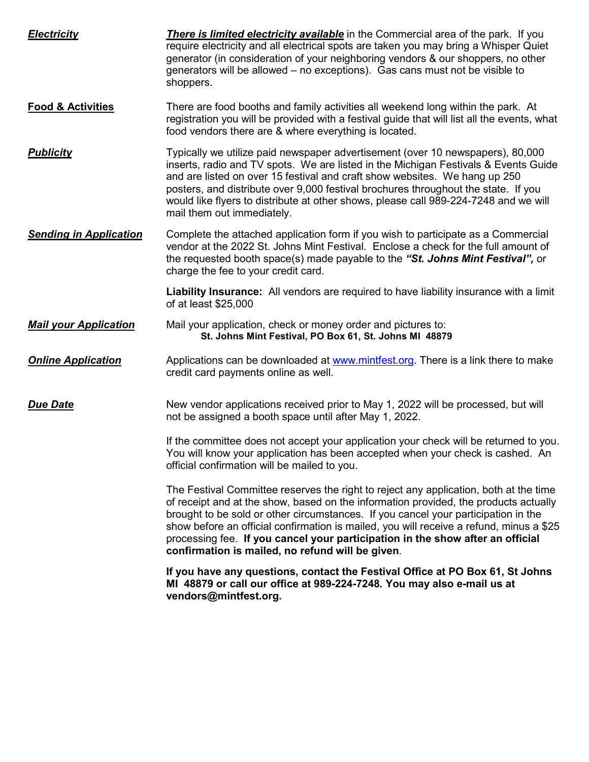***Electricity*** — ***There is limited electricity available*** in the Commercial area of the park. If you require electricity and all electrical spots are taken you may bring a Whisper Quiet generator (in consideration of your neighboring vendors & our shoppers, no other generators will be allowed – no exceptions). Gas cans must not be visible to shoppers.

**Food & Activities** — There are food booths and family activities all weekend long within the park. At registration you will be provided with a festival guide that will list all the events, what food vendors there are & where everything is located.

***Publicity*** — Typically we utilize paid newspaper advertisement (over 10 newspapers), 80,000 inserts, radio and TV spots. We are listed in the Michigan Festivals & Events Guide and are listed on over 15 festival and craft show websites. We hang up 250 posters, and distribute over 9,000 festival brochures throughout the state. If you would like flyers to distribute at other shows, please call 989-224-7248 and we will mail them out immediately.

***Sending in Application*** — Complete the attached application form if you wish to participate as a Commercial vendor at the 2022 St. Johns Mint Festival. Enclose a check for the full amount of the requested booth space(s) made payable to the ***"St. Johns Mint Festival",*** or charge the fee to your credit card.

**Liability Insurance:** All vendors are required to have liability insurance with a limit of at least $25,000

***Mail your Application*** — Mail your application, check or money order and pictures to:
**St. Johns Mint Festival, PO Box 61, St. Johns MI 48879**

***Online Application*** — Applications can be downloaded at www.mintfest.org. There is a link there to make credit card payments online as well.

***Due Date*** — New vendor applications received prior to May 1, 2022 will be processed, but will not be assigned a booth space until after May 1, 2022.

If the committee does not accept your application your check will be returned to you. You will know your application has been accepted when your check is cashed. An official confirmation will be mailed to you.

The Festival Committee reserves the right to reject any application, both at the time of receipt and at the show, based on the information provided, the products actually brought to be sold or other circumstances. If you cancel your participation in the show before an official confirmation is mailed, you will receive a refund, minus a $25 processing fee. **If you cancel your participation in the show after an official confirmation is mailed, no refund will be given**.

**If you have any questions, contact the Festival Office at PO Box 61, St Johns MI 48879 or call our office at 989-224-7248. You may also e-mail us at vendors@mintfest.org.**